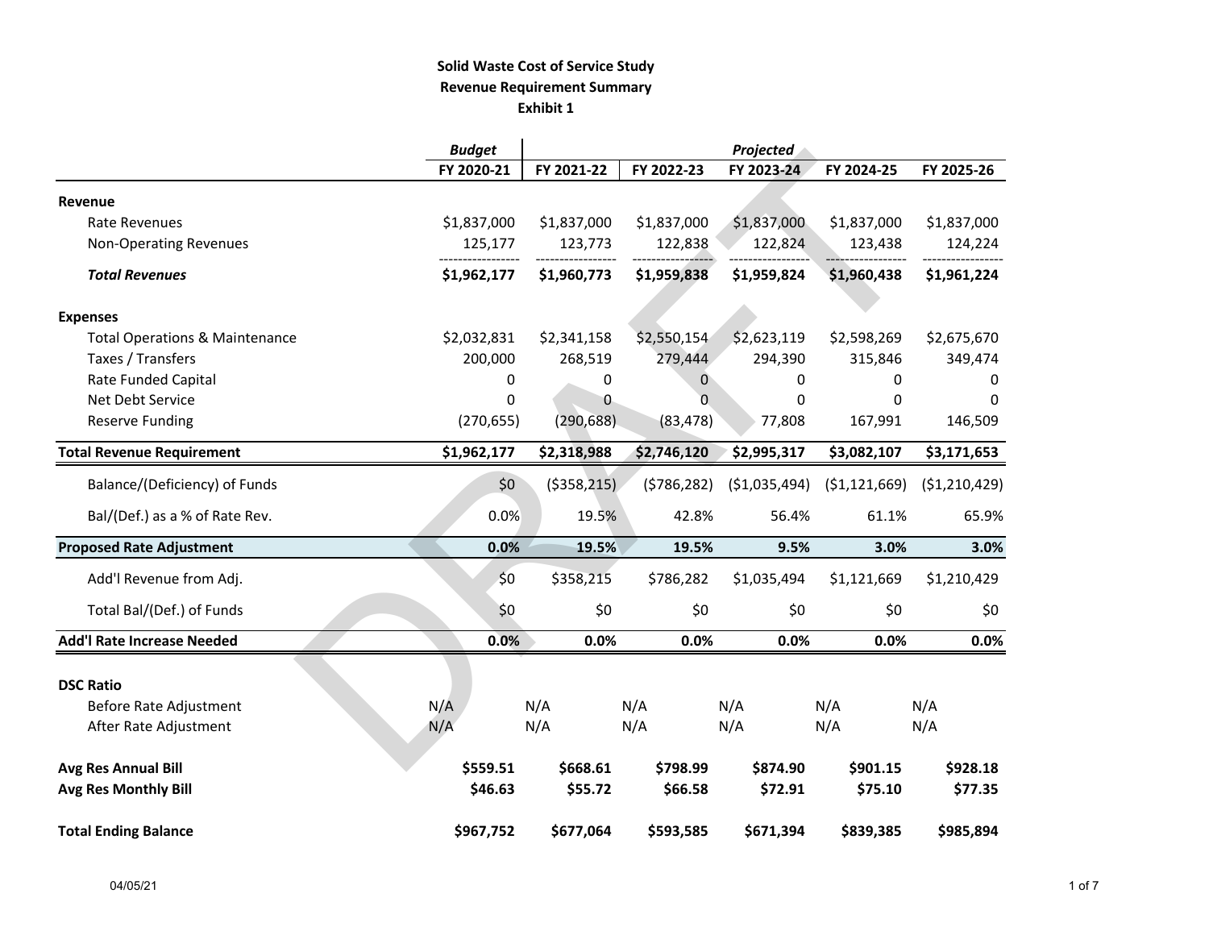**Solid Waste Cost of Service Study**
**Revenue Requirement Summary**
**Exhibit 1**

| | *Budget* | *Projected* | | | | |
|---|---|---|---|---|---|---|
| | **FY 2020-21** | **FY 2021-22** | **FY 2022-23** | **FY 2023-24** | **FY 2024-25** | **FY 2025-26** |
| **Revenue** | | | | | | |
| Rate Revenues | $1,837,000 | $1,837,000 | $1,837,000 | $1,837,000 | $1,837,000 | $1,837,000 |
| Non-Operating Revenues | 125,177 | 123,773 | 122,838 | 122,824 | 123,438 | 124,224 |
| ***Total Revenues*** | **$1,962,177** | **$1,960,773** | **$1,959,838** | **$1,959,824** | **$1,960,438** | **$1,961,224** |
| **Expenses** | | | | | | |
| Total Operations & Maintenance | $2,032,831 | $2,341,158 | $2,550,154 | $2,623,119 | $2,598,269 | $2,675,670 |
| Taxes / Transfers | 200,000 | 268,519 | 279,444 | 294,390 | 315,846 | 349,474 |
| Rate Funded Capital | 0 | 0 | 0 | 0 | 0 | 0 |
| Net Debt Service | 0 | 0 | 0 | 0 | 0 | 0 |
| Reserve Funding | (270,655) | (290,688) | (83,478) | 77,808 | 167,991 | 146,509 |
| **Total Revenue Requirement** | **$1,962,177** | **$2,318,988** | **$2,746,120** | **$2,995,317** | **$3,082,107** | **$3,171,653** |
| Balance/(Deficiency) of Funds | $0 | ($358,215) | ($786,282) | ($1,035,494) | ($1,121,669) | ($1,210,429) |
| Bal/(Def.) as a % of Rate Rev. | 0.0% | 19.5% | 42.8% | 56.4% | 61.1% | 65.9% |
| **Proposed Rate Adjustment** | **0.0%** | **19.5%** | **19.5%** | **9.5%** | **3.0%** | **3.0%** |
| Add'l Revenue from Adj. | $0 | $358,215 | $786,282 | $1,035,494 | $1,121,669 | $1,210,429 |
| Total Bal/(Def.) of Funds | $0 | $0 | $0 | $0 | $0 | $0 |
| **Add'l Rate Increase Needed** | **0.0%** | **0.0%** | **0.0%** | **0.0%** | **0.0%** | **0.0%** |
| **DSC Ratio** | | | | | | |
| Before Rate Adjustment | N/A | N/A | N/A | N/A | N/A | N/A |
| After Rate Adjustment | N/A | N/A | N/A | N/A | N/A | N/A |
| **Avg Res Annual Bill** | **$559.51** | **$668.61** | **$798.99** | **$874.90** | **$901.15** | **$928.18** |
| **Avg Res Monthly Bill** | **$46.63** | **$55.72** | **$66.58** | **$72.91** | **$75.10** | **$77.35** |
| **Total Ending Balance** | **$967,752** | **$677,064** | **$593,585** | **$671,394** | **$839,385** | **$985,894** |

04/05/21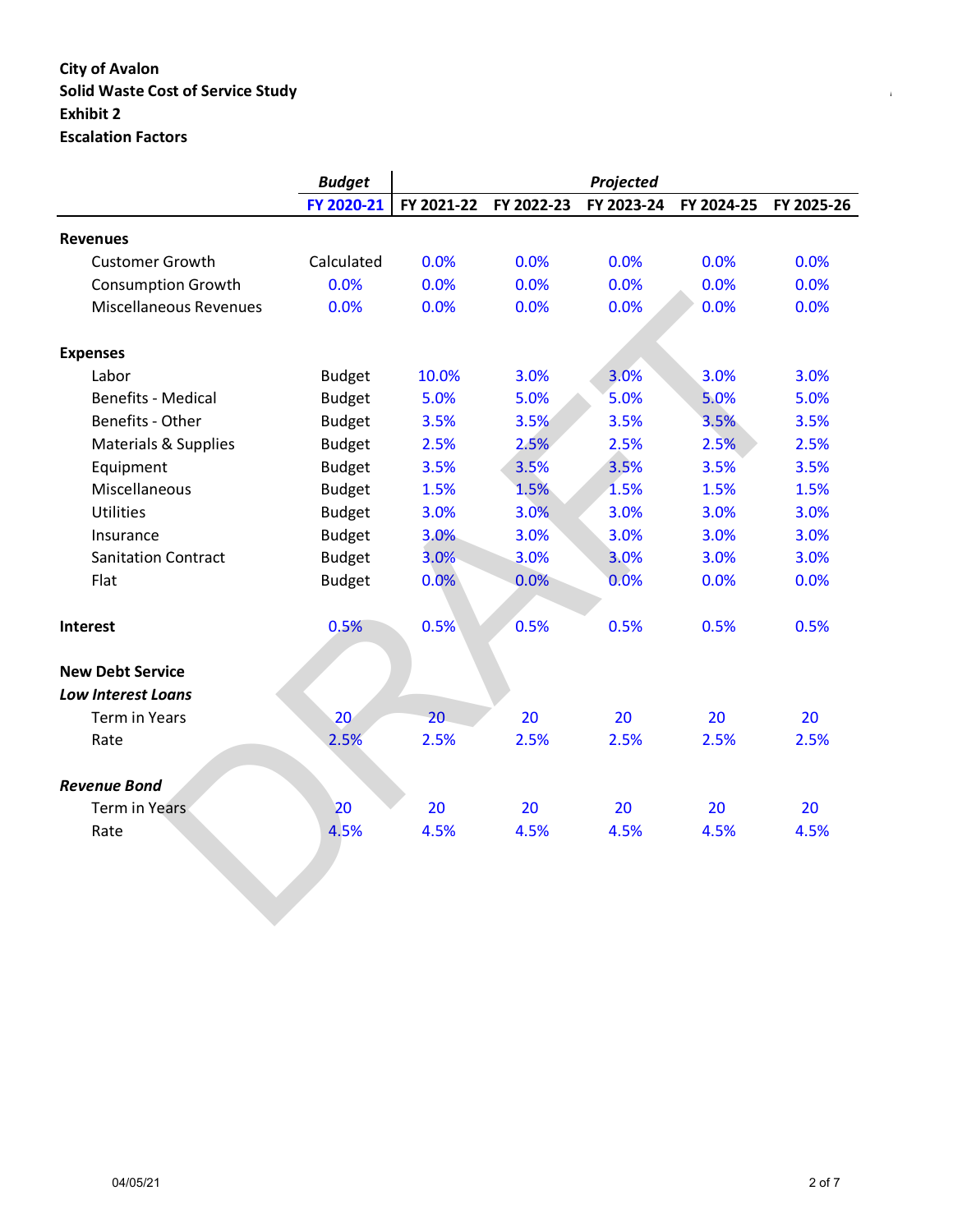**City of Avalon**
**Solid Waste Cost of Service Study**
**Exhibit 2**
**Escalation Factors**

| | *Budget* | *Projected* | | | | |
|---|---|---|---|---|---|---|
| | **FY 2020-21** | **FY 2021-22** | **FY 2022-23** | **FY 2023-24** | **FY 2024-25** | **FY 2025-26** |
| **Revenues** | | | | | | |
| Customer Growth | Calculated | 0.0% | 0.0% | 0.0% | 0.0% | 0.0% |
| Consumption Growth | 0.0% | 0.0% | 0.0% | 0.0% | 0.0% | 0.0% |
| Miscellaneous Revenues | 0.0% | 0.0% | 0.0% | 0.0% | 0.0% | 0.0% |
| **Expenses** | | | | | | |
| Labor | Budget | 10.0% | 3.0% | 3.0% | 3.0% | 3.0% |
| Benefits - Medical | Budget | 5.0% | 5.0% | 5.0% | 5.0% | 5.0% |
| Benefits - Other | Budget | 3.5% | 3.5% | 3.5% | 3.5% | 3.5% |
| Materials & Supplies | Budget | 2.5% | 2.5% | 2.5% | 2.5% | 2.5% |
| Equipment | Budget | 3.5% | 3.5% | 3.5% | 3.5% | 3.5% |
| Miscellaneous | Budget | 1.5% | 1.5% | 1.5% | 1.5% | 1.5% |
| Utilities | Budget | 3.0% | 3.0% | 3.0% | 3.0% | 3.0% |
| Insurance | Budget | 3.0% | 3.0% | 3.0% | 3.0% | 3.0% |
| Sanitation Contract | Budget | 3.0% | 3.0% | 3.0% | 3.0% | 3.0% |
| Flat | Budget | 0.0% | 0.0% | 0.0% | 0.0% | 0.0% |
| **Interest** | 0.5% | 0.5% | 0.5% | 0.5% | 0.5% | 0.5% |
| **New Debt Service** | | | | | | |
| ***Low Interest Loans*** | | | | | | |
| Term in Years | 20 | 20 | 20 | 20 | 20 | 20 |
| Rate | 2.5% | 2.5% | 2.5% | 2.5% | 2.5% | 2.5% |
| ***Revenue Bond*** | | | | | | |
| Term in Years | 20 | 20 | 20 | 20 | 20 | 20 |
| Rate | 4.5% | 4.5% | 4.5% | 4.5% | 4.5% | 4.5% |

04/05/21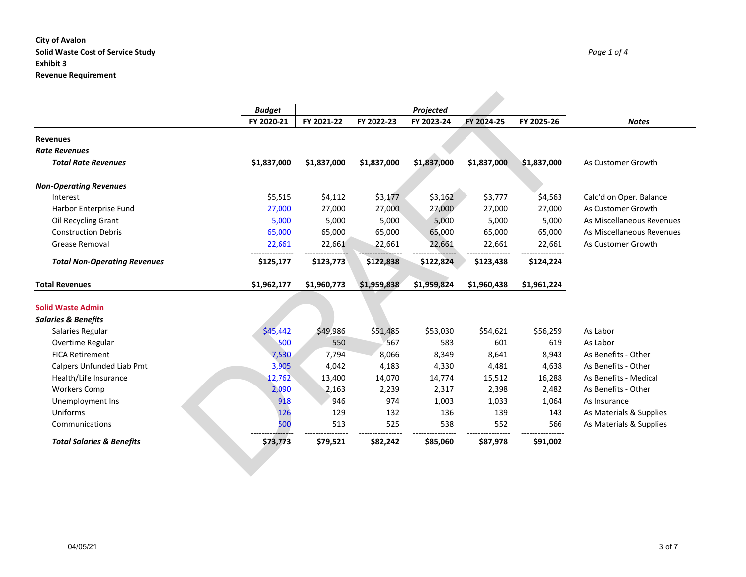**City of Avalon**
**Solid Waste Cost of Service Study**
**Exhibit 3**
**Revenue Requirement**

| | *Budget* | *Projected* | | | | | |
|---|---|---|---|---|---|---|---|
| | FY 2020-21 | FY 2021-22 | FY 2022-23 | FY 2023-24 | FY 2024-25 | FY 2025-26 | *Notes* |
| **Revenues** | | | | | | | |
| ***Rate Revenues*** | | | | | | | |
| ***Total Rate Revenues*** | **$1,837,000** | **$1,837,000** | **$1,837,000** | **$1,837,000** | **$1,837,000** | **$1,837,000** | As Customer Growth |
| ***Non-Operating Revenues*** | | | | | | | |
| Interest | $5,515 | $4,112 | $3,177 | $3,162 | $3,777 | $4,563 | Calc'd on Oper. Balance |
| Harbor Enterprise Fund | 27,000 | 27,000 | 27,000 | 27,000 | 27,000 | 27,000 | As Customer Growth |
| Oil Recycling Grant | 5,000 | 5,000 | 5,000 | 5,000 | 5,000 | 5,000 | As Miscellaneous Revenues |
| Construction Debris | 65,000 | 65,000 | 65,000 | 65,000 | 65,000 | 65,000 | As Miscellaneous Revenues |
| Grease Removal | 22,661 | 22,661 | 22,661 | 22,661 | 22,661 | 22,661 | As Customer Growth |
| ***Total Non-Operating Revenues*** | **$125,177** | **$123,773** | **$122,838** | **$122,824** | **$123,438** | **$124,224** | |
| **Total Revenues** | **$1,962,177** | **$1,960,773** | **$1,959,838** | **$1,959,824** | **$1,960,438** | **$1,961,224** | |
| **Solid Waste Admin** | | | | | | | |
| ***Salaries & Benefits*** | | | | | | | |
| Salaries Regular | $45,442 | $49,986 | $51,485 | $53,030 | $54,621 | $56,259 | As Labor |
| Overtime Regular | 500 | 550 | 567 | 583 | 601 | 619 | As Labor |
| FICA Retirement | 7,530 | 7,794 | 8,066 | 8,349 | 8,641 | 8,943 | As Benefits - Other |
| Calpers Unfunded Liab Pmt | 3,905 | 4,042 | 4,183 | 4,330 | 4,481 | 4,638 | As Benefits - Other |
| Health/Life Insurance | 12,762 | 13,400 | 14,070 | 14,774 | 15,512 | 16,288 | As Benefits - Medical |
| Workers Comp | 2,090 | 2,163 | 2,239 | 2,317 | 2,398 | 2,482 | As Benefits - Other |
| Unemployment Ins | 918 | 946 | 974 | 1,003 | 1,033 | 1,064 | As Insurance |
| Uniforms | 126 | 129 | 132 | 136 | 139 | 143 | As Materials & Supplies |
| Communications | 500 | 513 | 525 | 538 | 552 | 566 | As Materials & Supplies |
| ***Total Salaries & Benefits*** | **$73,773** | **$79,521** | **$82,242** | **$85,060** | **$87,978** | **$91,002** | |

DRAFT

04/05/21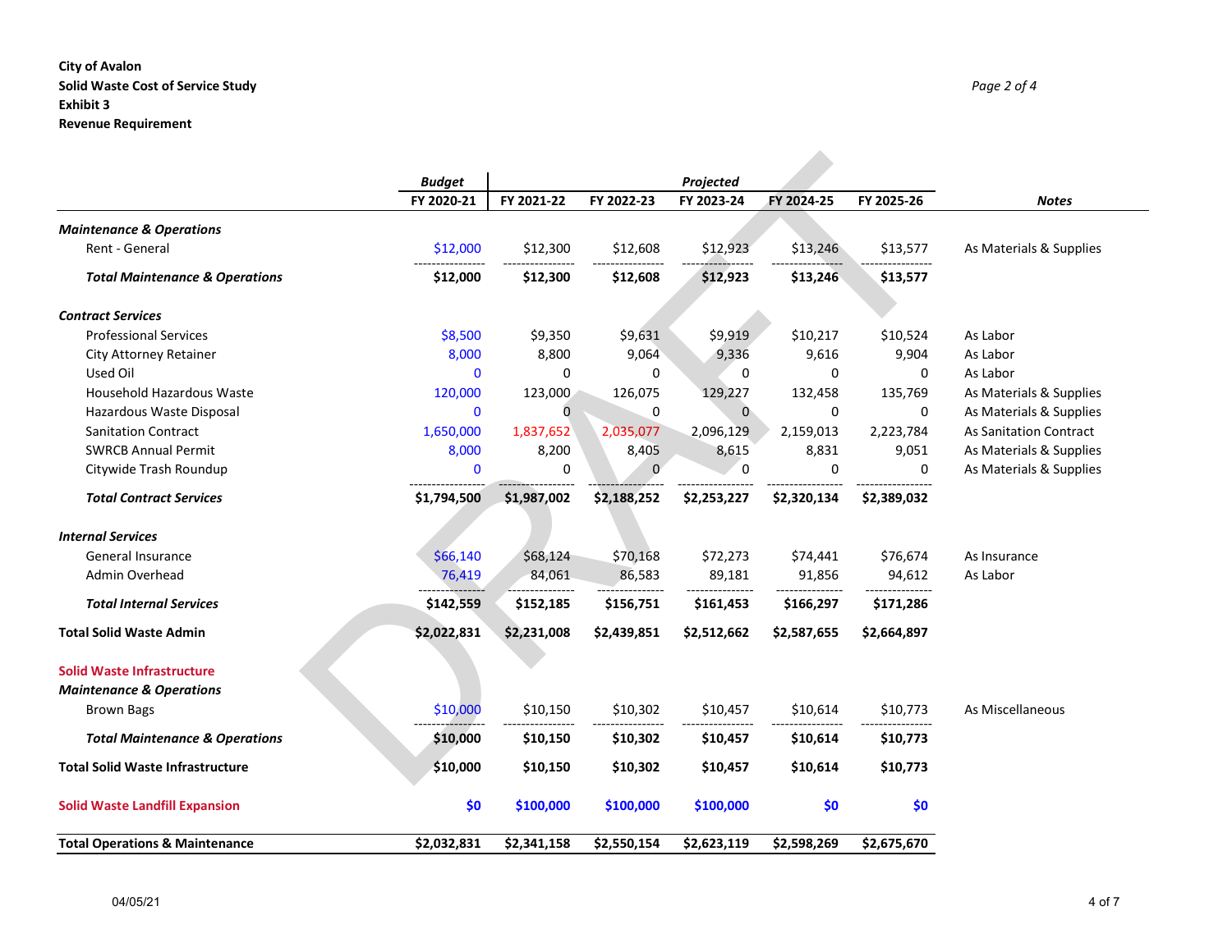**City of Avalon**
**Solid Waste Cost of Service Study**
**Exhibit 3**
**Revenue Requirement**

Page 2 of 4

| | *Budget* | *Projected* | | | | | |
|---|---|---|---|---|---|---|---|
| | FY 2020-21 | FY 2021-22 | FY 2022-23 | FY 2023-24 | FY 2024-25 | FY 2025-26 | *Notes* |
| ***Maintenance & Operations*** | | | | | | | |
| Rent - General | $12,000 | $12,300 | $12,608 | $12,923 | $13,246 | $13,577 | As Materials & Supplies |
| ***Total Maintenance & Operations*** | **$12,000** | **$12,300** | **$12,608** | **$12,923** | **$13,246** | **$13,577** | |
| ***Contract Services*** | | | | | | | |
| Professional Services | $8,500 | $9,350 | $9,631 | $9,919 | $10,217 | $10,524 | As Labor |
| City Attorney Retainer | 8,000 | 8,800 | 9,064 | 9,336 | 9,616 | 9,904 | As Labor |
| Used Oil | 0 | 0 | 0 | 0 | 0 | 0 | As Labor |
| Household Hazardous Waste | 120,000 | 123,000 | 126,075 | 129,227 | 132,458 | 135,769 | As Materials & Supplies |
| Hazardous Waste Disposal | 0 | 0 | 0 | 0 | 0 | 0 | As Materials & Supplies |
| Sanitation Contract | 1,650,000 | 1,837,652 | 2,035,077 | 2,096,129 | 2,159,013 | 2,223,784 | As Sanitation Contract |
| SWRCB Annual Permit | 8,000 | 8,200 | 8,405 | 8,615 | 8,831 | 9,051 | As Materials & Supplies |
| Citywide Trash Roundup | 0 | 0 | 0 | 0 | 0 | 0 | As Materials & Supplies |
| ***Total Contract Services*** | **$1,794,500** | **$1,987,002** | **$2,188,252** | **$2,253,227** | **$2,320,134** | **$2,389,032** | |
| ***Internal Services*** | | | | | | | |
| General Insurance | $66,140 | $68,124 | $70,168 | $72,273 | $74,441 | $76,674 | As Insurance |
| Admin Overhead | 76,419 | 84,061 | 86,583 | 89,181 | 91,856 | 94,612 | As Labor |
| ***Total Internal Services*** | **$142,559** | **$152,185** | **$156,751** | **$161,453** | **$166,297** | **$171,286** | |
| **Total Solid Waste Admin** | **$2,022,831** | **$2,231,008** | **$2,439,851** | **$2,512,662** | **$2,587,655** | **$2,664,897** | |
| **Solid Waste Infrastructure** | | | | | | | |
| ***Maintenance & Operations*** | | | | | | | |
| Brown Bags | $10,000 | $10,150 | $10,302 | $10,457 | $10,614 | $10,773 | As Miscellaneous |
| ***Total Maintenance & Operations*** | **$10,000** | **$10,150** | **$10,302** | **$10,457** | **$10,614** | **$10,773** | |
| **Total Solid Waste Infrastructure** | **$10,000** | **$10,150** | **$10,302** | **$10,457** | **$10,614** | **$10,773** | |
| **Solid Waste Landfill Expansion** | **$0** | **$100,000** | **$100,000** | **$100,000** | **$0** | **$0** | |
| **Total Operations & Maintenance** | **$2,032,831** | **$2,341,158** | **$2,550,154** | **$2,623,119** | **$2,598,269** | **$2,675,670** | |

04/05/21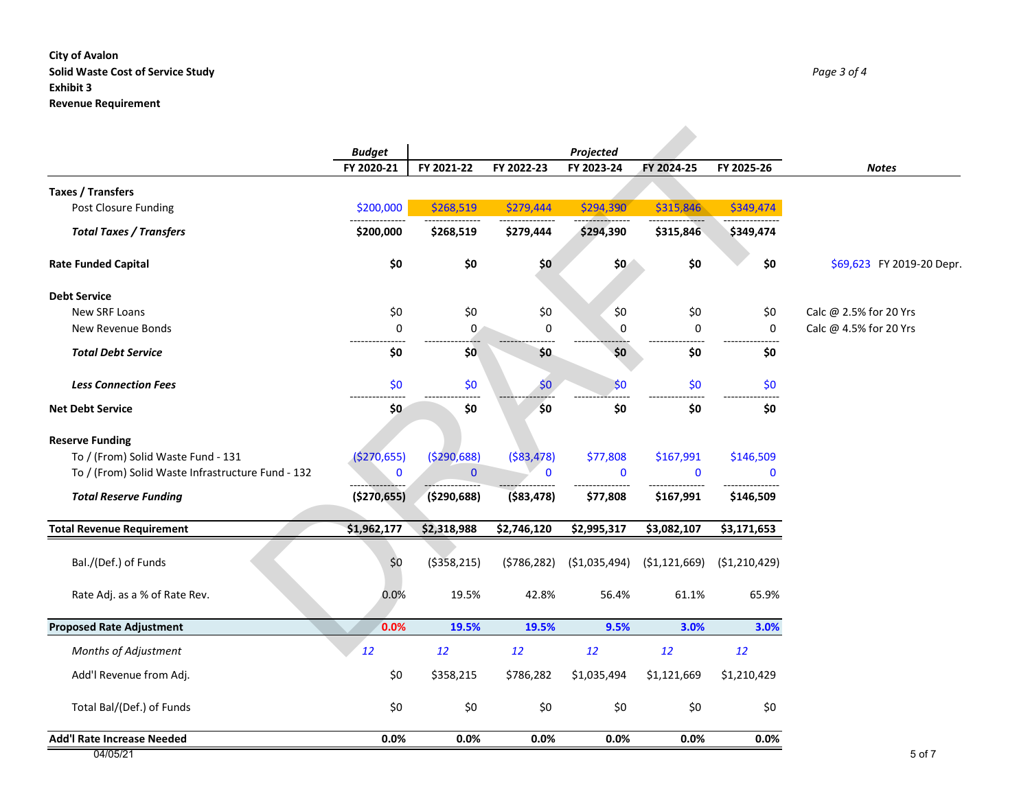**City of Avalon**
**Solid Waste Cost of Service Study**
**Exhibit 3**
**Revenue Requirement**

| | *Budget* | *Projected* | | | | | |
|---|---|---|---|---|---|---|---|
| | FY 2020-21 | FY 2021-22 | FY 2022-23 | FY 2023-24 | FY 2024-25 | FY 2025-26 | Notes |
| **Taxes / Transfers** | | | | | | | |
| Post Closure Funding | $200,000 | $268,519 | $279,444 | $294,390 | $315,846 | $349,474 | |
| ***Total Taxes / Transfers*** | **$200,000** | **$268,519** | **$279,444** | **$294,390** | **$315,846** | **$349,474** | |
| **Rate Funded Capital** | **$0** | **$0** | **$0** | **$0** | **$0** | **$0** | $69,623 FY 2019-20 Depr. |
| **Debt Service** | | | | | | | |
| New SRF Loans | $0 | $0 | $0 | $0 | $0 | $0 | Calc @ 2.5% for 20 Yrs |
| New Revenue Bonds | 0 | 0 | 0 | 0 | 0 | 0 | Calc @ 4.5% for 20 Yrs |
| ***Total Debt Service*** | **$0** | **$0** | **$0** | **$0** | **$0** | **$0** | |
| ***Less Connection Fees*** | $0 | $0 | $0 | $0 | $0 | $0 | |
| **Net Debt Service** | **$0** | **$0** | **$0** | **$0** | **$0** | **$0** | |
| **Reserve Funding** | | | | | | | |
| To / (From) Solid Waste Fund - 131 | ($270,655) | ($290,688) | ($83,478) | $77,808 | $167,991 | $146,509 | |
| To / (From) Solid Waste Infrastructure Fund - 132 | 0 | 0 | 0 | 0 | 0 | 0 | |
| ***Total Reserve Funding*** | **($270,655)** | **($290,688)** | **($83,478)** | **$77,808** | **$167,991** | **$146,509** | |
| **Total Revenue Requirement** | **$1,962,177** | **$2,318,988** | **$2,746,120** | **$2,995,317** | **$3,082,107** | **$3,171,653** | |
| Bal./(Def.) of Funds | $0 | ($358,215) | ($786,282) | ($1,035,494) | ($1,121,669) | ($1,210,429) | |
| Rate Adj. as a % of Rate Rev. | 0.0% | 19.5% | 42.8% | 56.4% | 61.1% | 65.9% | |
| **Proposed Rate Adjustment** | **0.0%** | **19.5%** | **19.5%** | **9.5%** | **3.0%** | **3.0%** | |
| *Months of Adjustment* | *12* | *12* | *12* | *12* | *12* | *12* | |
| Add'l Revenue from Adj. | $0 | $358,215 | $786,282 | $1,035,494 | $1,121,669 | $1,210,429 | |
| Total Bal/(Def.) of Funds | $0 | $0 | $0 | $0 | $0 | $0 | |
| **Add'l Rate Increase Needed** | **0.0%** | **0.0%** | **0.0%** | **0.0%** | **0.0%** | **0.0%** | |

04/05/21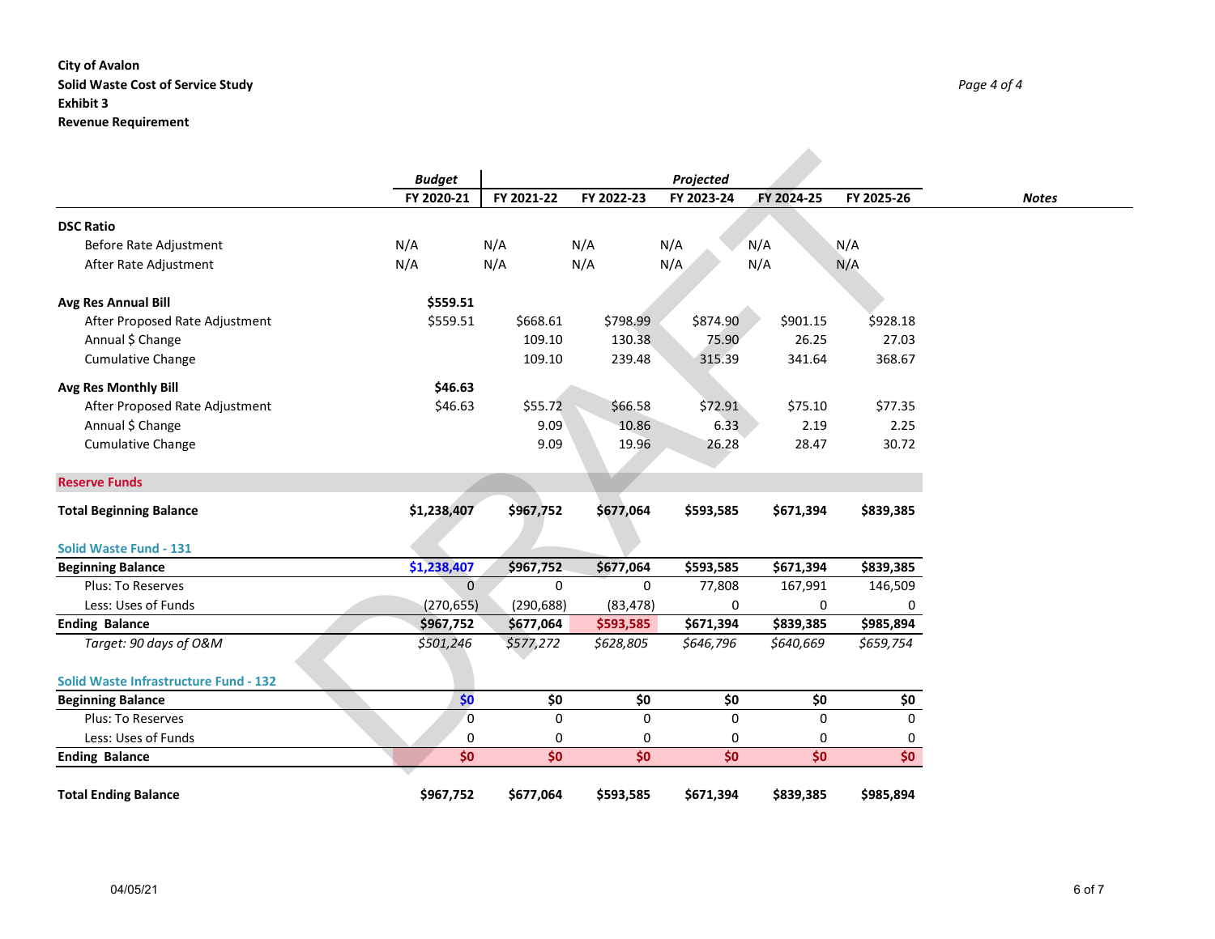**City of Avalon**
**Solid Waste Cost of Service Study**
**Exhibit 3**
**Revenue Requirement**

| | *Budget* | *Projected* | | | | | |
|---|---|---|---|---|---|---|---|
| | FY 2020-21 | FY 2021-22 | FY 2022-23 | FY 2023-24 | FY 2024-25 | FY 2025-26 | *Notes* |
| **DSC Ratio** | | | | | | | |
| Before Rate Adjustment | N/A | N/A | N/A | N/A | N/A | N/A | |
| After Rate Adjustment | N/A | N/A | N/A | N/A | N/A | N/A | |
| **Avg Res Annual Bill** | **$559.51** | | | | | | |
| After Proposed Rate Adjustment | $559.51 | $668.61 | $798.99 | $874.90 | $901.15 | $928.18 | |
| Annual $ Change | | 109.10 | 130.38 | 75.90 | 26.25 | 27.03 | |
| Cumulative Change | | 109.10 | 239.48 | 315.39 | 341.64 | 368.67 | |
| **Avg Res Monthly Bill** | **$46.63** | | | | | | |
| After Proposed Rate Adjustment | $46.63 | $55.72 | $66.58 | $72.91 | $75.10 | $77.35 | |
| Annual $ Change | | 9.09 | 10.86 | 6.33 | 2.19 | 2.25 | |
| Cumulative Change | | 9.09 | 19.96 | 26.28 | 28.47 | 30.72 | |
| **Reserve Funds** | | | | | | | |
| **Total Beginning Balance** | **$1,238,407** | **$967,752** | **$677,064** | **$593,585** | **$671,394** | **$839,385** | |
| **Solid Waste Fund - 131** | | | | | | | |
| **Beginning Balance** | **$1,238,407** | **$967,752** | **$677,064** | **$593,585** | **$671,394** | **$839,385** | |
| Plus: To Reserves | 0 | 0 | 0 | 77,808 | 167,991 | 146,509 | |
| Less: Uses of Funds | (270,655) | (290,688) | (83,478) | 0 | 0 | 0 | |
| **Ending Balance** | **$967,752** | **$677,064** | **$593,585** | **$671,394** | **$839,385** | **$985,894** | |
| *Target: 90 days of O&M* | *$501,246* | *$577,272* | *$628,805* | *$646,796* | *$640,669* | *$659,754* | |
| **Solid Waste Infrastructure Fund - 132** | | | | | | | |
| **Beginning Balance** | **$0** | **$0** | **$0** | **$0** | **$0** | **$0** | |
| Plus: To Reserves | 0 | 0 | 0 | 0 | 0 | 0 | |
| Less: Uses of Funds | 0 | 0 | 0 | 0 | 0 | 0 | |
| **Ending Balance** | **$0** | **$0** | **$0** | **$0** | **$0** | **$0** | |
| **Total Ending Balance** | **$967,752** | **$677,064** | **$593,585** | **$671,394** | **$839,385** | **$985,894** | |

04/05/21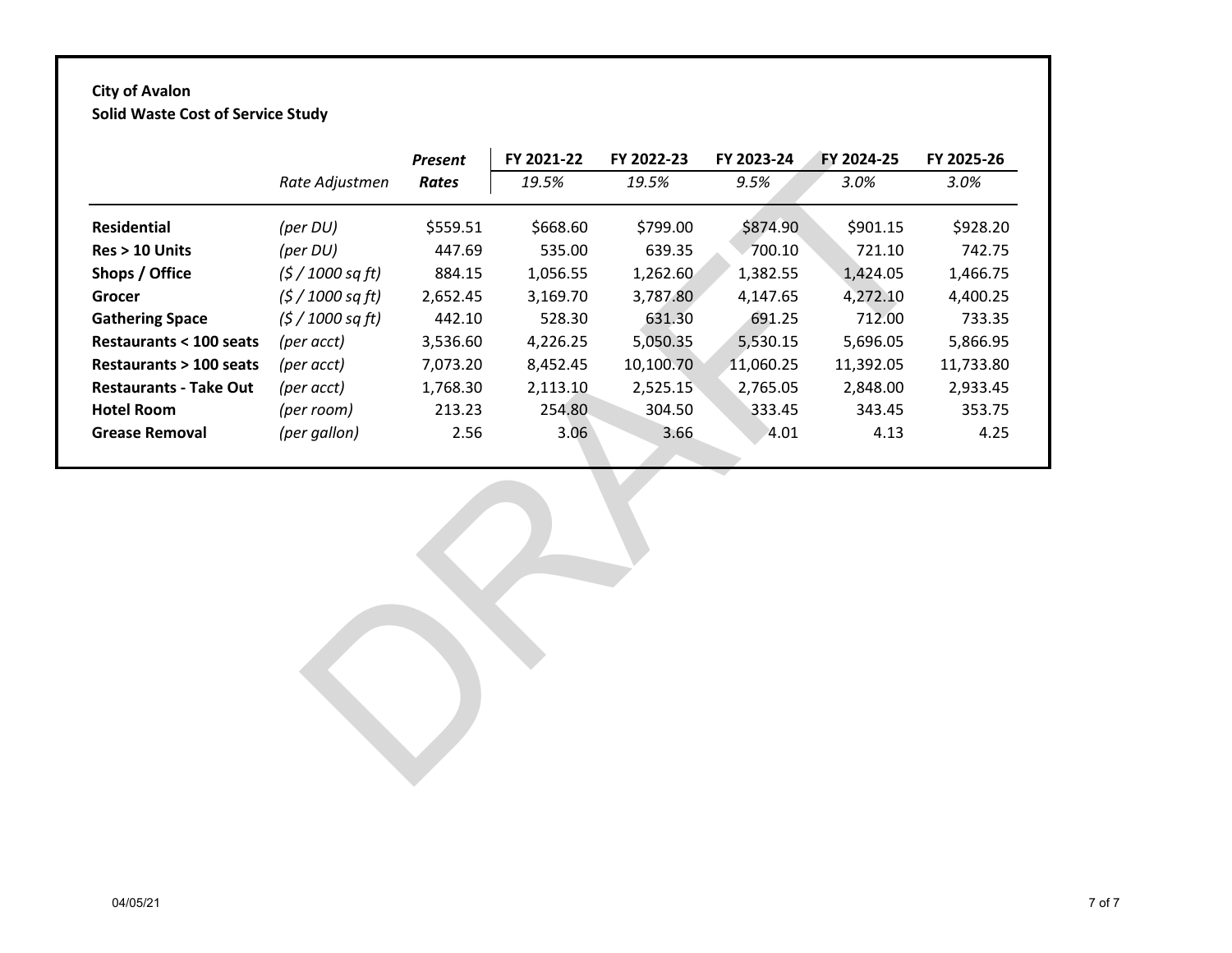**City of Avalon**
**Solid Waste Cost of Service Study**

| | Rate Adjustmen | Present Rates | FY 2021-22 19.5% | FY 2022-23 19.5% | FY 2023-24 9.5% | FY 2024-25 3.0% | FY 2025-26 3.0% |
|---|---|---|---|---|---|---|---|
| **Residential** | *(per DU)* | $559.51 | $668.60 | $799.00 | $874.90 | $901.15 | $928.20 |
| **Res > 10 Units** | *(per DU)* | 447.69 | 535.00 | 639.35 | 700.10 | 721.10 | 742.75 |
| **Shops / Office** | *($ / 1000 sq ft)* | 884.15 | 1,056.55 | 1,262.60 | 1,382.55 | 1,424.05 | 1,466.75 |
| **Grocer** | *($ / 1000 sq ft)* | 2,652.45 | 3,169.70 | 3,787.80 | 4,147.65 | 4,272.10 | 4,400.25 |
| **Gathering Space** | *($ / 1000 sq ft)* | 442.10 | 528.30 | 631.30 | 691.25 | 712.00 | 733.35 |
| **Restaurants < 100 seats** | *(per acct)* | 3,536.60 | 4,226.25 | 5,050.35 | 5,530.15 | 5,696.05 | 5,866.95 |
| **Restaurants > 100 seats** | *(per acct)* | 7,073.20 | 8,452.45 | 10,100.70 | 11,060.25 | 11,392.05 | 11,733.80 |
| **Restaurants - Take Out** | *(per acct)* | 1,768.30 | 2,113.10 | 2,525.15 | 2,765.05 | 2,848.00 | 2,933.45 |
| **Hotel Room** | *(per room)* | 213.23 | 254.80 | 304.50 | 333.45 | 343.45 | 353.75 |
| **Grease Removal** | *(per gallon)* | 2.56 | 3.06 | 3.66 | 4.01 | 4.13 | 4.25 |

DRAFT

04/05/21